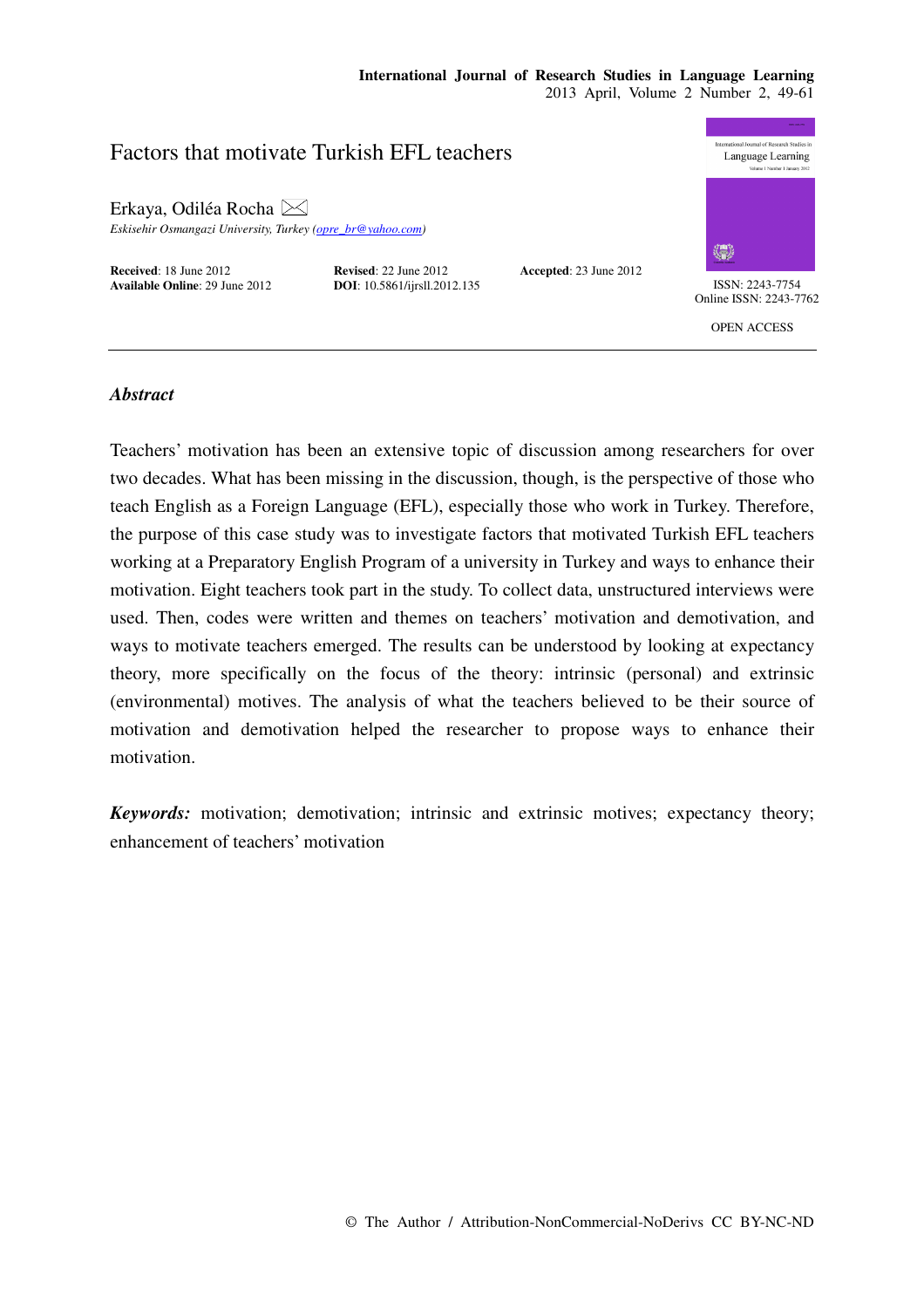# Factors that motivate Turkish EFL teachers

Erkaya, Odiléa Rocha

*Eskisehir Osmangazi University, Turkey (opre_br@yahoo.com)*

**Received**: 18 June 2012 **Revised**: 22 June 2012 **Accepted**: 23 June 2012
**Available Online**: 29 June 2012 **DOI**: 10.5861/ijrsll.2012.135

ISSN: 2243-7754
Online ISSN: 2243-7762

OPEN ACCESS

## *Abstract*

Teachers' motivation has been an extensive topic of discussion among researchers for over two decades. What has been missing in the discussion, though, is the perspective of those who teach English as a Foreign Language (EFL), especially those who work in Turkey. Therefore, the purpose of this case study was to investigate factors that motivated Turkish EFL teachers working at a Preparatory English Program of a university in Turkey and ways to enhance their motivation. Eight teachers took part in the study. To collect data, unstructured interviews were used. Then, codes were written and themes on teachers' motivation and demotivation, and ways to motivate teachers emerged. The results can be understood by looking at expectancy theory, more specifically on the focus of the theory: intrinsic (personal) and extrinsic (environmental) motives. The analysis of what the teachers believed to be their source of motivation and demotivation helped the researcher to propose ways to enhance their motivation.

***Keywords:*** motivation; demotivation; intrinsic and extrinsic motives; expectancy theory; enhancement of teachers' motivation

© The Author / Attribution-NonCommercial-NoDerivs CC BY-NC-ND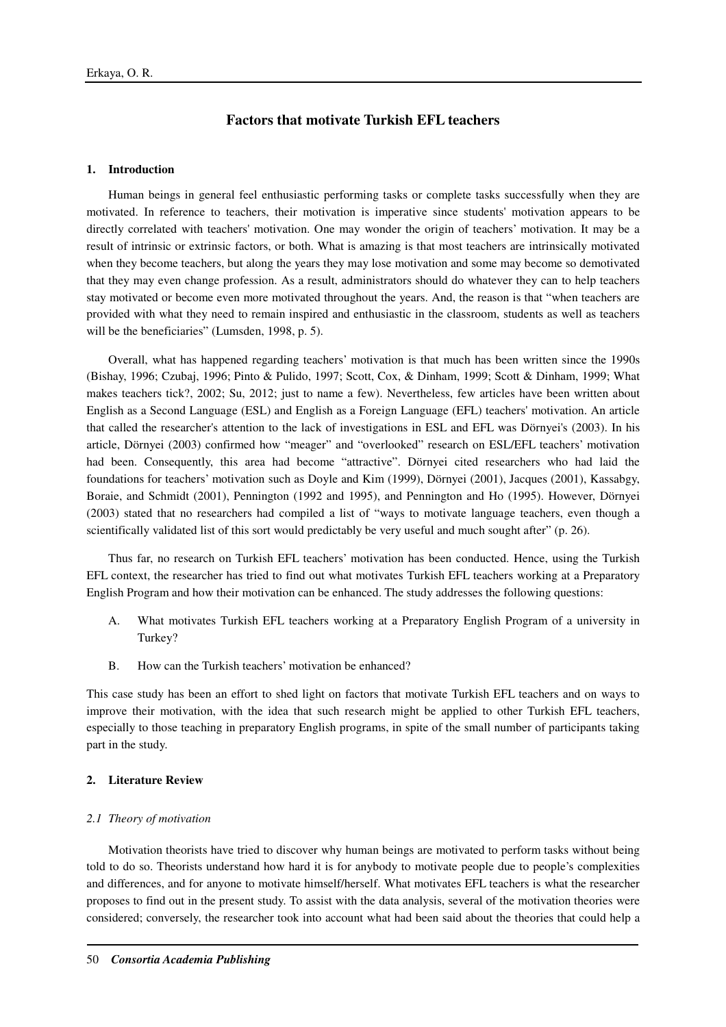## Factors that motivate Turkish EFL teachers

### 1. Introduction

Human beings in general feel enthusiastic performing tasks or complete tasks successfully when they are motivated. In reference to teachers, their motivation is imperative since students' motivation appears to be directly correlated with teachers' motivation. One may wonder the origin of teachers' motivation. It may be a result of intrinsic or extrinsic factors, or both. What is amazing is that most teachers are intrinsically motivated when they become teachers, but along the years they may lose motivation and some may become so demotivated that they may even change profession. As a result, administrators should do whatever they can to help teachers stay motivated or become even more motivated throughout the years. And, the reason is that "when teachers are provided with what they need to remain inspired and enthusiastic in the classroom, students as well as teachers will be the beneficiaries" (Lumsden, 1998, p. 5).

Overall, what has happened regarding teachers' motivation is that much has been written since the 1990s (Bishay, 1996; Czubaj, 1996; Pinto & Pulido, 1997; Scott, Cox, & Dinham, 1999; Scott & Dinham, 1999; What makes teachers tick?, 2002; Su, 2012; just to name a few). Nevertheless, few articles have been written about English as a Second Language (ESL) and English as a Foreign Language (EFL) teachers' motivation. An article that called the researcher's attention to the lack of investigations in ESL and EFL was Dörnyei's (2003). In his article, Dörnyei (2003) confirmed how "meager" and "overlooked" research on ESL/EFL teachers' motivation had been. Consequently, this area had become "attractive". Dörnyei cited researchers who had laid the foundations for teachers' motivation such as Doyle and Kim (1999), Dörnyei (2001), Jacques (2001), Kassabgy, Boraie, and Schmidt (2001), Pennington (1992 and 1995), and Pennington and Ho (1995). However, Dörnyei (2003) stated that no researchers had compiled a list of "ways to motivate language teachers, even though a scientifically validated list of this sort would predictably be very useful and much sought after" (p. 26).

Thus far, no research on Turkish EFL teachers' motivation has been conducted. Hence, using the Turkish EFL context, the researcher has tried to find out what motivates Turkish EFL teachers working at a Preparatory English Program and how their motivation can be enhanced. The study addresses the following questions:

A. What motivates Turkish EFL teachers working at a Preparatory English Program of a university in Turkey?

B. How can the Turkish teachers' motivation be enhanced?

This case study has been an effort to shed light on factors that motivate Turkish EFL teachers and on ways to improve their motivation, with the idea that such research might be applied to other Turkish EFL teachers, especially to those teaching in preparatory English programs, in spite of the small number of participants taking part in the study.

### 2. Literature Review

#### *2.1 Theory of motivation*

Motivation theorists have tried to discover why human beings are motivated to perform tasks without being told to do so. Theorists understand how hard it is for anybody to motivate people due to people's complexities and differences, and for anyone to motivate himself/herself. What motivates EFL teachers is what the researcher proposes to find out in the present study. To assist with the data analysis, several of the motivation theories were considered; conversely, the researcher took into account what had been said about the theories that could help a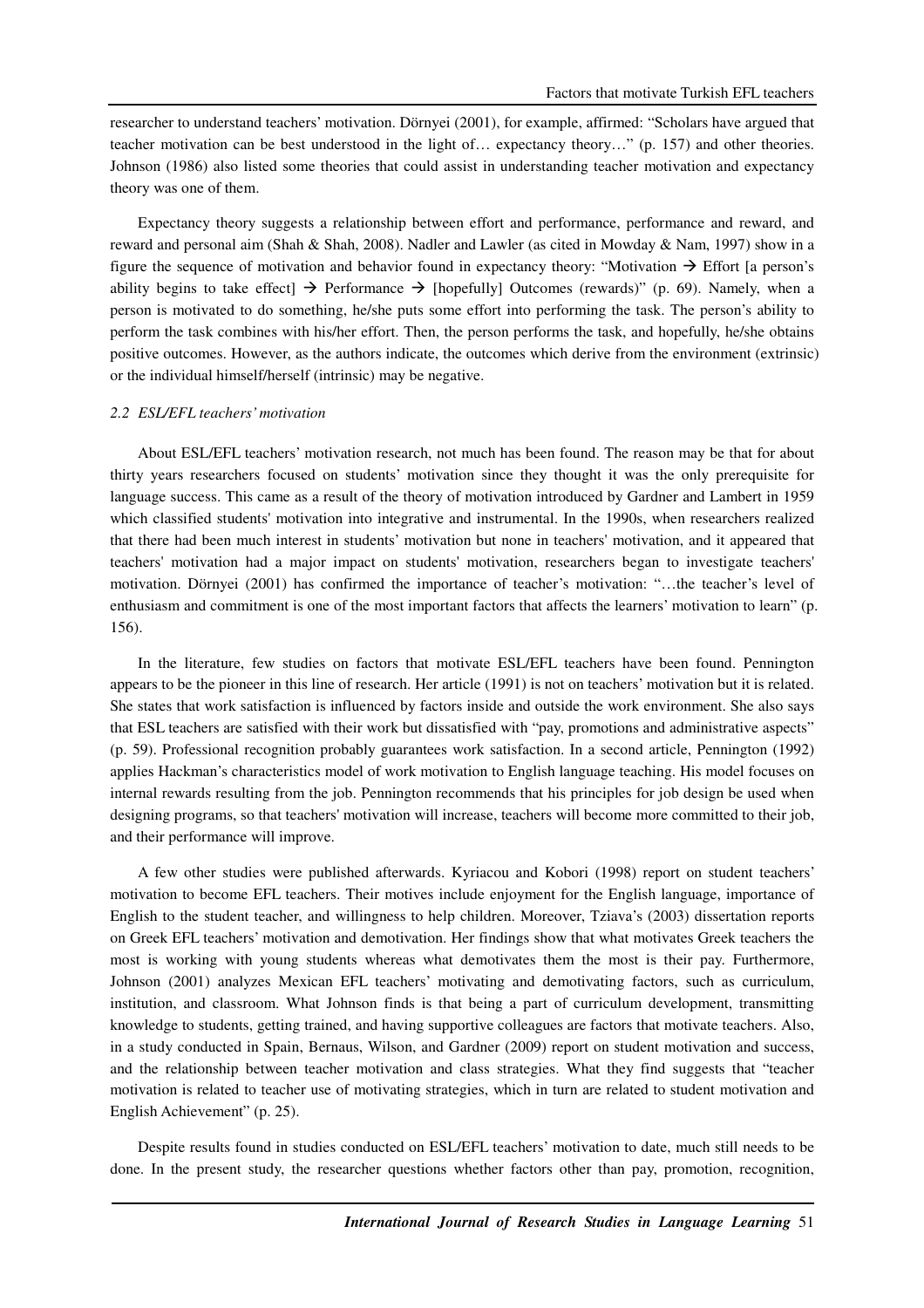researcher to understand teachers' motivation. Dörnyei (2001), for example, affirmed: "Scholars have argued that teacher motivation can be best understood in the light of… expectancy theory…" (p. 157) and other theories. Johnson (1986) also listed some theories that could assist in understanding teacher motivation and expectancy theory was one of them.

Expectancy theory suggests a relationship between effort and performance, performance and reward, and reward and personal aim (Shah & Shah, 2008). Nadler and Lawler (as cited in Mowday & Nam, 1997) show in a figure the sequence of motivation and behavior found in expectancy theory: "Motivation → Effort [a person's ability begins to take effect] → Performance → [hopefully] Outcomes (rewards)" (p. 69). Namely, when a person is motivated to do something, he/she puts some effort into performing the task. The person's ability to perform the task combines with his/her effort. Then, the person performs the task, and hopefully, he/she obtains positive outcomes. However, as the authors indicate, the outcomes which derive from the environment (extrinsic) or the individual himself/herself (intrinsic) may be negative.

### *2.2 ESL/EFL teachers' motivation*

About ESL/EFL teachers' motivation research, not much has been found. The reason may be that for about thirty years researchers focused on students' motivation since they thought it was the only prerequisite for language success. This came as a result of the theory of motivation introduced by Gardner and Lambert in 1959 which classified students' motivation into integrative and instrumental. In the 1990s, when researchers realized that there had been much interest in students' motivation but none in teachers' motivation, and it appeared that teachers' motivation had a major impact on students' motivation, researchers began to investigate teachers' motivation. Dörnyei (2001) has confirmed the importance of teacher's motivation: "…the teacher's level of enthusiasm and commitment is one of the most important factors that affects the learners' motivation to learn" (p. 156).

In the literature, few studies on factors that motivate ESL/EFL teachers have been found. Pennington appears to be the pioneer in this line of research. Her article (1991) is not on teachers' motivation but it is related. She states that work satisfaction is influenced by factors inside and outside the work environment. She also says that ESL teachers are satisfied with their work but dissatisfied with "pay, promotions and administrative aspects" (p. 59). Professional recognition probably guarantees work satisfaction. In a second article, Pennington (1992) applies Hackman's characteristics model of work motivation to English language teaching. His model focuses on internal rewards resulting from the job. Pennington recommends that his principles for job design be used when designing programs, so that teachers' motivation will increase, teachers will become more committed to their job, and their performance will improve.

A few other studies were published afterwards. Kyriacou and Kobori (1998) report on student teachers' motivation to become EFL teachers. Their motives include enjoyment for the English language, importance of English to the student teacher, and willingness to help children. Moreover, Tziava's (2003) dissertation reports on Greek EFL teachers' motivation and demotivation. Her findings show that what motivates Greek teachers the most is working with young students whereas what demotivates them the most is their pay. Furthermore, Johnson (2001) analyzes Mexican EFL teachers' motivating and demotivating factors, such as curriculum, institution, and classroom. What Johnson finds is that being a part of curriculum development, transmitting knowledge to students, getting trained, and having supportive colleagues are factors that motivate teachers. Also, in a study conducted in Spain, Bernaus, Wilson, and Gardner (2009) report on student motivation and success, and the relationship between teacher motivation and class strategies. What they find suggests that "teacher motivation is related to teacher use of motivating strategies, which in turn are related to student motivation and English Achievement" (p. 25).

Despite results found in studies conducted on ESL/EFL teachers' motivation to date, much still needs to be done. In the present study, the researcher questions whether factors other than pay, promotion, recognition,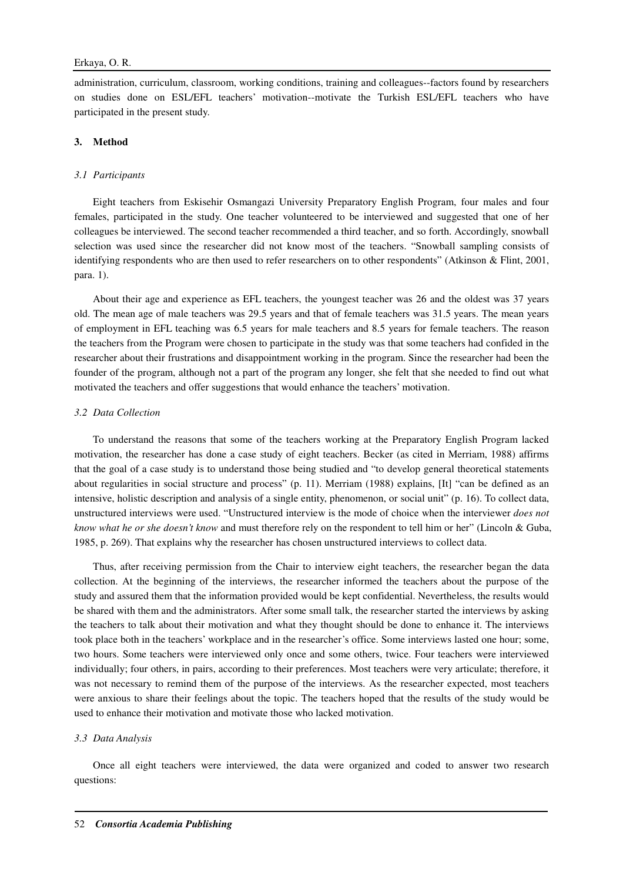administration, curriculum, classroom, working conditions, training and colleagues--factors found by researchers on studies done on ESL/EFL teachers' motivation--motivate the Turkish ESL/EFL teachers who have participated in the present study.

## 3. Method

### *3.1 Participants*

Eight teachers from Eskisehir Osmangazi University Preparatory English Program, four males and four females, participated in the study. One teacher volunteered to be interviewed and suggested that one of her colleagues be interviewed. The second teacher recommended a third teacher, and so forth. Accordingly, snowball selection was used since the researcher did not know most of the teachers. "Snowball sampling consists of identifying respondents who are then used to refer researchers on to other respondents" (Atkinson & Flint, 2001, para. 1).

About their age and experience as EFL teachers, the youngest teacher was 26 and the oldest was 37 years old. The mean age of male teachers was 29.5 years and that of female teachers was 31.5 years. The mean years of employment in EFL teaching was 6.5 years for male teachers and 8.5 years for female teachers. The reason the teachers from the Program were chosen to participate in the study was that some teachers had confided in the researcher about their frustrations and disappointment working in the program. Since the researcher had been the founder of the program, although not a part of the program any longer, she felt that she needed to find out what motivated the teachers and offer suggestions that would enhance the teachers' motivation.

### *3.2 Data Collection*

To understand the reasons that some of the teachers working at the Preparatory English Program lacked motivation, the researcher has done a case study of eight teachers. Becker (as cited in Merriam, 1988) affirms that the goal of a case study is to understand those being studied and "to develop general theoretical statements about regularities in social structure and process" (p. 11). Merriam (1988) explains, [It] "can be defined as an intensive, holistic description and analysis of a single entity, phenomenon, or social unit" (p. 16). To collect data, unstructured interviews were used. "Unstructured interview is the mode of choice when the interviewer *does not know what he or she doesn't know* and must therefore rely on the respondent to tell him or her" (Lincoln & Guba, 1985, p. 269). That explains why the researcher has chosen unstructured interviews to collect data.

Thus, after receiving permission from the Chair to interview eight teachers, the researcher began the data collection. At the beginning of the interviews, the researcher informed the teachers about the purpose of the study and assured them that the information provided would be kept confidential. Nevertheless, the results would be shared with them and the administrators. After some small talk, the researcher started the interviews by asking the teachers to talk about their motivation and what they thought should be done to enhance it. The interviews took place both in the teachers' workplace and in the researcher's office. Some interviews lasted one hour; some, two hours. Some teachers were interviewed only once and some others, twice. Four teachers were interviewed individually; four others, in pairs, according to their preferences. Most teachers were very articulate; therefore, it was not necessary to remind them of the purpose of the interviews. As the researcher expected, most teachers were anxious to share their feelings about the topic. The teachers hoped that the results of the study would be used to enhance their motivation and motivate those who lacked motivation.

### *3.3 Data Analysis*

Once all eight teachers were interviewed, the data were organized and coded to answer two research questions: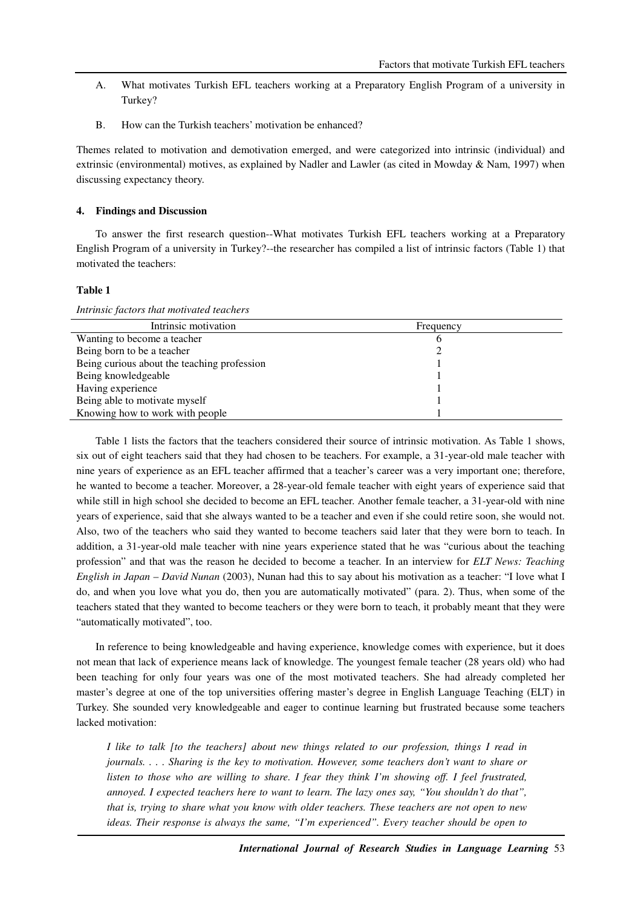A. What motivates Turkish EFL teachers working at a Preparatory English Program of a university in Turkey?

B. How can the Turkish teachers' motivation be enhanced?

Themes related to motivation and demotivation emerged, and were categorized into intrinsic (individual) and extrinsic (environmental) motives, as explained by Nadler and Lawler (as cited in Mowday & Nam, 1997) when discussing expectancy theory.

## 4. Findings and Discussion

To answer the first research question--What motivates Turkish EFL teachers working at a Preparatory English Program of a university in Turkey?--the researcher has compiled a list of intrinsic factors (Table 1) that motivated the teachers:

**Table 1**

*Intrinsic factors that motivated teachers*

| Intrinsic motivation | Frequency |
|---|---|
| Wanting to become a teacher | 6 |
| Being born to be a teacher | 2 |
| Being curious about the teaching profession | 1 |
| Being knowledgeable | 1 |
| Having experience | 1 |
| Being able to motivate myself | 1 |
| Knowing how to work with people | 1 |

Table 1 lists the factors that the teachers considered their source of intrinsic motivation. As Table 1 shows, six out of eight teachers said that they had chosen to be teachers. For example, a 31-year-old male teacher with nine years of experience as an EFL teacher affirmed that a teacher's career was a very important one; therefore, he wanted to become a teacher. Moreover, a 28-year-old female teacher with eight years of experience said that while still in high school she decided to become an EFL teacher. Another female teacher, a 31-year-old with nine years of experience, said that she always wanted to be a teacher and even if she could retire soon, she would not. Also, two of the teachers who said they wanted to become teachers said later that they were born to teach. In addition, a 31-year-old male teacher with nine years experience stated that he was "curious about the teaching profession" and that was the reason he decided to become a teacher. In an interview for *ELT News: Teaching English in Japan – David Nunan* (2003), Nunan had this to say about his motivation as a teacher: "I love what I do, and when you love what you do, then you are automatically motivated" (para. 2). Thus, when some of the teachers stated that they wanted to become teachers or they were born to teach, it probably meant that they were "automatically motivated", too.

In reference to being knowledgeable and having experience, knowledge comes with experience, but it does not mean that lack of experience means lack of knowledge. The youngest female teacher (28 years old) who had been teaching for only four years was one of the most motivated teachers. She had already completed her master's degree at one of the top universities offering master's degree in English Language Teaching (ELT) in Turkey. She sounded very knowledgeable and eager to continue learning but frustrated because some teachers lacked motivation:

> *I like to talk [to the teachers] about new things related to our profession, things I read in journals. . . . Sharing is the key to motivation. However, some teachers don't want to share or listen to those who are willing to share. I fear they think I'm showing off. I feel frustrated, annoyed. I expected teachers here to want to learn. The lazy ones say, "You shouldn't do that", that is, trying to share what you know with older teachers. These teachers are not open to new ideas. Their response is always the same, "I'm experienced". Every teacher should be open to*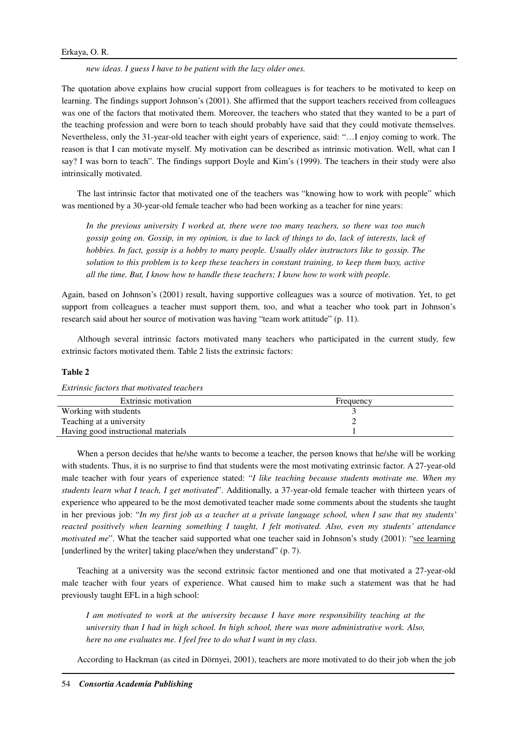*new ideas. I guess I have to be patient with the lazy older ones.*

The quotation above explains how crucial support from colleagues is for teachers to be motivated to keep on learning. The findings support Johnson's (2001). She affirmed that the support teachers received from colleagues was one of the factors that motivated them. Moreover, the teachers who stated that they wanted to be a part of the teaching profession and were born to teach should probably have said that they could motivate themselves. Nevertheless, only the 31-year-old teacher with eight years of experience, said: "…I enjoy coming to work. The reason is that I can motivate myself. My motivation can be described as intrinsic motivation. Well, what can I say? I was born to teach". The findings support Doyle and Kim's (1999). The teachers in their study were also intrinsically motivated.

The last intrinsic factor that motivated one of the teachers was "knowing how to work with people" which was mentioned by a 30-year-old female teacher who had been working as a teacher for nine years:

> *In the previous university I worked at, there were too many teachers, so there was too much gossip going on. Gossip, in my opinion, is due to lack of things to do, lack of interests, lack of hobbies. In fact, gossip is a hobby to many people. Usually older instructors like to gossip. The solution to this problem is to keep these teachers in constant training, to keep them busy, active all the time. But, I know how to handle these teachers; I know how to work with people.*

Again, based on Johnson's (2001) result, having supportive colleagues was a source of motivation. Yet, to get support from colleagues a teacher must support them, too, and what a teacher who took part in Johnson's research said about her source of motivation was having "team work attitude" (p. 11).

Although several intrinsic factors motivated many teachers who participated in the current study, few extrinsic factors motivated them. Table 2 lists the extrinsic factors:

**Table 2**

*Extrinsic factors that motivated teachers*

| Extrinsic motivation | Frequency |
|---|---|
| Working with students | 3 |
| Teaching at a university | 2 |
| Having good instructional materials | 1 |

When a person decides that he/she wants to become a teacher, the person knows that he/she will be working with students. Thus, it is no surprise to find that students were the most motivating extrinsic factor. A 27-year-old male teacher with four years of experience stated: "*I like teaching because students motivate me. When my students learn what I teach, I get motivated*". Additionally, a 37-year-old female teacher with thirteen years of experience who appeared to be the most demotivated teacher made some comments about the students she taught in her previous job: "*In my first job as a teacher at a private language school, when I saw that my students' reacted positively when learning something I taught, I felt motivated. Also, even my students' attendance motivated me*". What the teacher said supported what one teacher said in Johnson's study (2001): "see learning [underlined by the writer] taking place/when they understand" (p. 7).

Teaching at a university was the second extrinsic factor mentioned and one that motivated a 27-year-old male teacher with four years of experience. What caused him to make such a statement was that he had previously taught EFL in a high school:

> *I am motivated to work at the university because I have more responsibility teaching at the university than I had in high school. In high school, there was more administrative work. Also, here no one evaluates me. I feel free to do what I want in my class.*

According to Hackman (as cited in Dörnyei, 2001), teachers are more motivated to do their job when the job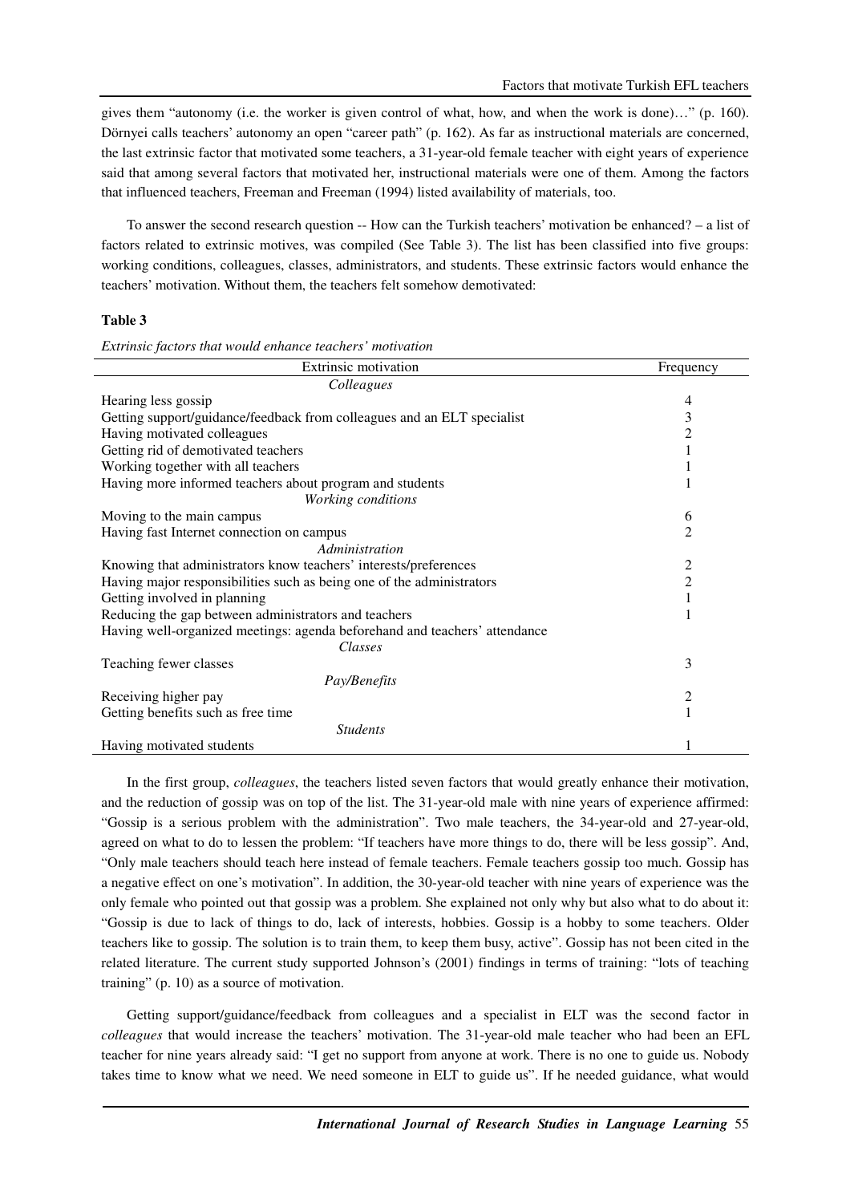gives them "autonomy (i.e. the worker is given control of what, how, and when the work is done)…" (p. 160). Dörnyei calls teachers' autonomy an open "career path" (p. 162). As far as instructional materials are concerned, the last extrinsic factor that motivated some teachers, a 31-year-old female teacher with eight years of experience said that among several factors that motivated her, instructional materials were one of them. Among the factors that influenced teachers, Freeman and Freeman (1994) listed availability of materials, too.

To answer the second research question -- How can the Turkish teachers' motivation be enhanced? – a list of factors related to extrinsic motives, was compiled (See Table 3). The list has been classified into five groups: working conditions, colleagues, classes, administrators, and students. These extrinsic factors would enhance the teachers' motivation. Without them, the teachers felt somehow demotivated:

**Table 3**

*Extrinsic factors that would enhance teachers' motivation*

| Extrinsic motivation | Frequency |
|---|---|
| *Colleagues* | |
| Hearing less gossip | 4 |
| Getting support/guidance/feedback from colleagues and an ELT specialist | 3 |
| Having motivated colleagues | 2 |
| Getting rid of demotivated teachers | 1 |
| Working together with all teachers | 1 |
| Having more informed teachers about program and students | 1 |
| *Working conditions* | |
| Moving to the main campus | 6 |
| Having fast Internet connection on campus | 2 |
| *Administration* | |
| Knowing that administrators know teachers' interests/preferences | 2 |
| Having major responsibilities such as being one of the administrators | 2 |
| Getting involved in planning | 1 |
| Reducing the gap between administrators and teachers | 1 |
| Having well-organized meetings: agenda beforehand and teachers' attendance | |
| *Classes* | |
| Teaching fewer classes | 3 |
| *Pay/Benefits* | |
| Receiving higher pay | 2 |
| Getting benefits such as free time | 1 |
| *Students* | |
| Having motivated students | 1 |

In the first group, *colleagues*, the teachers listed seven factors that would greatly enhance their motivation, and the reduction of gossip was on top of the list. The 31-year-old male with nine years of experience affirmed: "Gossip is a serious problem with the administration". Two male teachers, the 34-year-old and 27-year-old, agreed on what to do to lessen the problem: "If teachers have more things to do, there will be less gossip". And, "Only male teachers should teach here instead of female teachers. Female teachers gossip too much. Gossip has a negative effect on one's motivation". In addition, the 30-year-old teacher with nine years of experience was the only female who pointed out that gossip was a problem. She explained not only why but also what to do about it: "Gossip is due to lack of things to do, lack of interests, hobbies. Gossip is a hobby to some teachers. Older teachers like to gossip. The solution is to train them, to keep them busy, active". Gossip has not been cited in the related literature. The current study supported Johnson's (2001) findings in terms of training: "lots of teaching training" (p. 10) as a source of motivation.

Getting support/guidance/feedback from colleagues and a specialist in ELT was the second factor in *colleagues* that would increase the teachers' motivation. The 31-year-old male teacher who had been an EFL teacher for nine years already said: "I get no support from anyone at work. There is no one to guide us. Nobody takes time to know what we need. We need someone in ELT to guide us". If he needed guidance, what would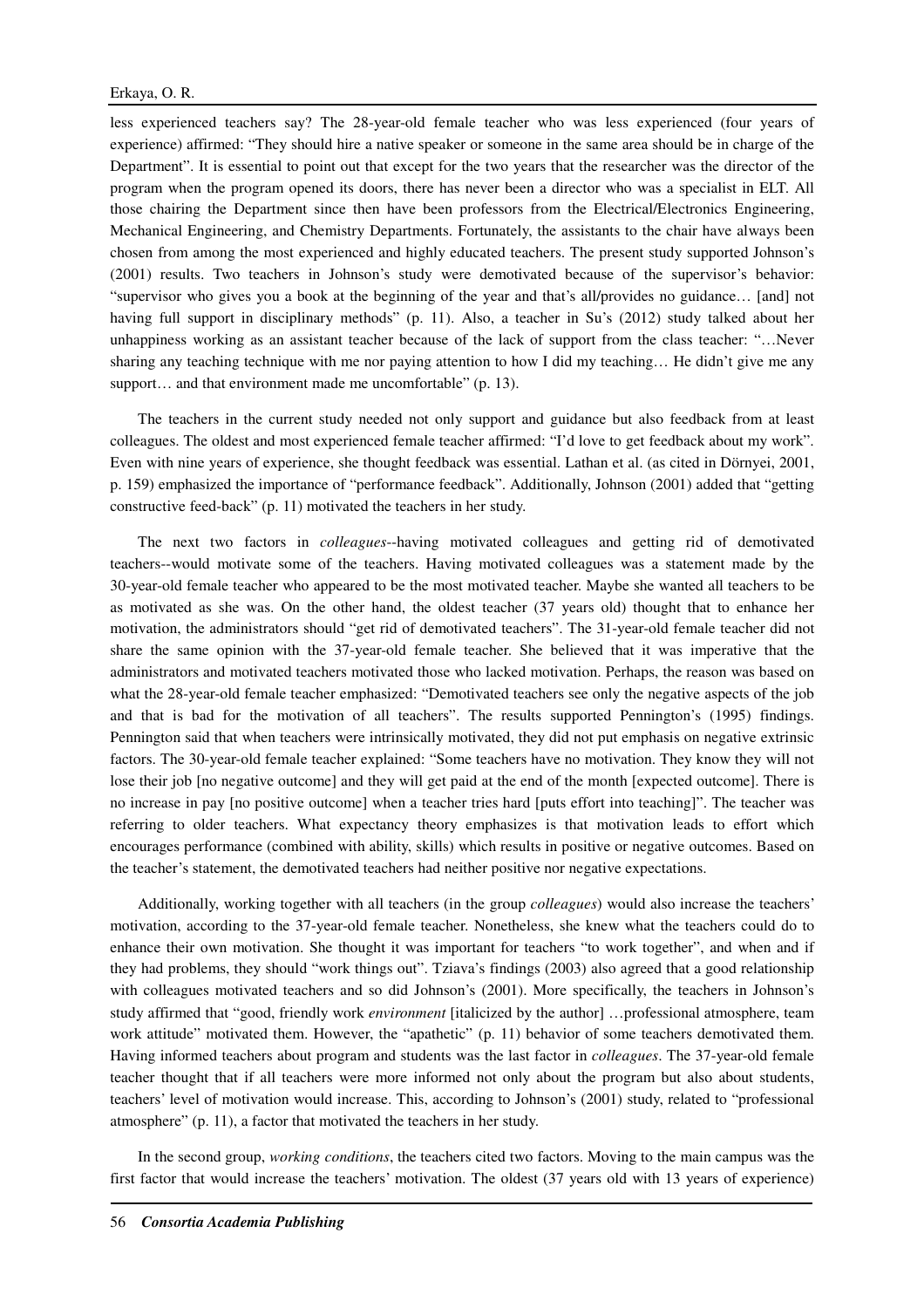less experienced teachers say? The 28-year-old female teacher who was less experienced (four years of experience) affirmed: "They should hire a native speaker or someone in the same area should be in charge of the Department". It is essential to point out that except for the two years that the researcher was the director of the program when the program opened its doors, there has never been a director who was a specialist in ELT. All those chairing the Department since then have been professors from the Electrical/Electronics Engineering, Mechanical Engineering, and Chemistry Departments. Fortunately, the assistants to the chair have always been chosen from among the most experienced and highly educated teachers. The present study supported Johnson's (2001) results. Two teachers in Johnson's study were demotivated because of the supervisor's behavior: "supervisor who gives you a book at the beginning of the year and that's all/provides no guidance… [and] not having full support in disciplinary methods" (p. 11). Also, a teacher in Su's (2012) study talked about her unhappiness working as an assistant teacher because of the lack of support from the class teacher: "…Never sharing any teaching technique with me nor paying attention to how I did my teaching… He didn't give me any support… and that environment made me uncomfortable" (p. 13).

The teachers in the current study needed not only support and guidance but also feedback from at least colleagues. The oldest and most experienced female teacher affirmed: "I'd love to get feedback about my work". Even with nine years of experience, she thought feedback was essential. Lathan et al. (as cited in Dörnyei, 2001, p. 159) emphasized the importance of "performance feedback". Additionally, Johnson (2001) added that "getting constructive feed-back" (p. 11) motivated the teachers in her study.

The next two factors in *colleagues*--having motivated colleagues and getting rid of demotivated teachers--would motivate some of the teachers. Having motivated colleagues was a statement made by the 30-year-old female teacher who appeared to be the most motivated teacher. Maybe she wanted all teachers to be as motivated as she was. On the other hand, the oldest teacher (37 years old) thought that to enhance her motivation, the administrators should "get rid of demotivated teachers". The 31-year-old female teacher did not share the same opinion with the 37-year-old female teacher. She believed that it was imperative that the administrators and motivated teachers motivated those who lacked motivation. Perhaps, the reason was based on what the 28-year-old female teacher emphasized: "Demotivated teachers see only the negative aspects of the job and that is bad for the motivation of all teachers". The results supported Pennington's (1995) findings. Pennington said that when teachers were intrinsically motivated, they did not put emphasis on negative extrinsic factors. The 30-year-old female teacher explained: "Some teachers have no motivation. They know they will not lose their job [no negative outcome] and they will get paid at the end of the month [expected outcome]. There is no increase in pay [no positive outcome] when a teacher tries hard [puts effort into teaching]". The teacher was referring to older teachers. What expectancy theory emphasizes is that motivation leads to effort which encourages performance (combined with ability, skills) which results in positive or negative outcomes. Based on the teacher's statement, the demotivated teachers had neither positive nor negative expectations.

Additionally, working together with all teachers (in the group *colleagues*) would also increase the teachers' motivation, according to the 37-year-old female teacher. Nonetheless, she knew what the teachers could do to enhance their own motivation. She thought it was important for teachers "to work together", and when and if they had problems, they should "work things out". Tziava's findings (2003) also agreed that a good relationship with colleagues motivated teachers and so did Johnson's (2001). More specifically, the teachers in Johnson's study affirmed that "good, friendly work *environment* [italicized by the author] …professional atmosphere, team work attitude" motivated them. However, the "apathetic" (p. 11) behavior of some teachers demotivated them. Having informed teachers about program and students was the last factor in *colleagues*. The 37-year-old female teacher thought that if all teachers were more informed not only about the program but also about students, teachers' level of motivation would increase. This, according to Johnson's (2001) study, related to "professional atmosphere" (p. 11), a factor that motivated the teachers in her study.

In the second group, *working conditions*, the teachers cited two factors. Moving to the main campus was the first factor that would increase the teachers' motivation. The oldest (37 years old with 13 years of experience)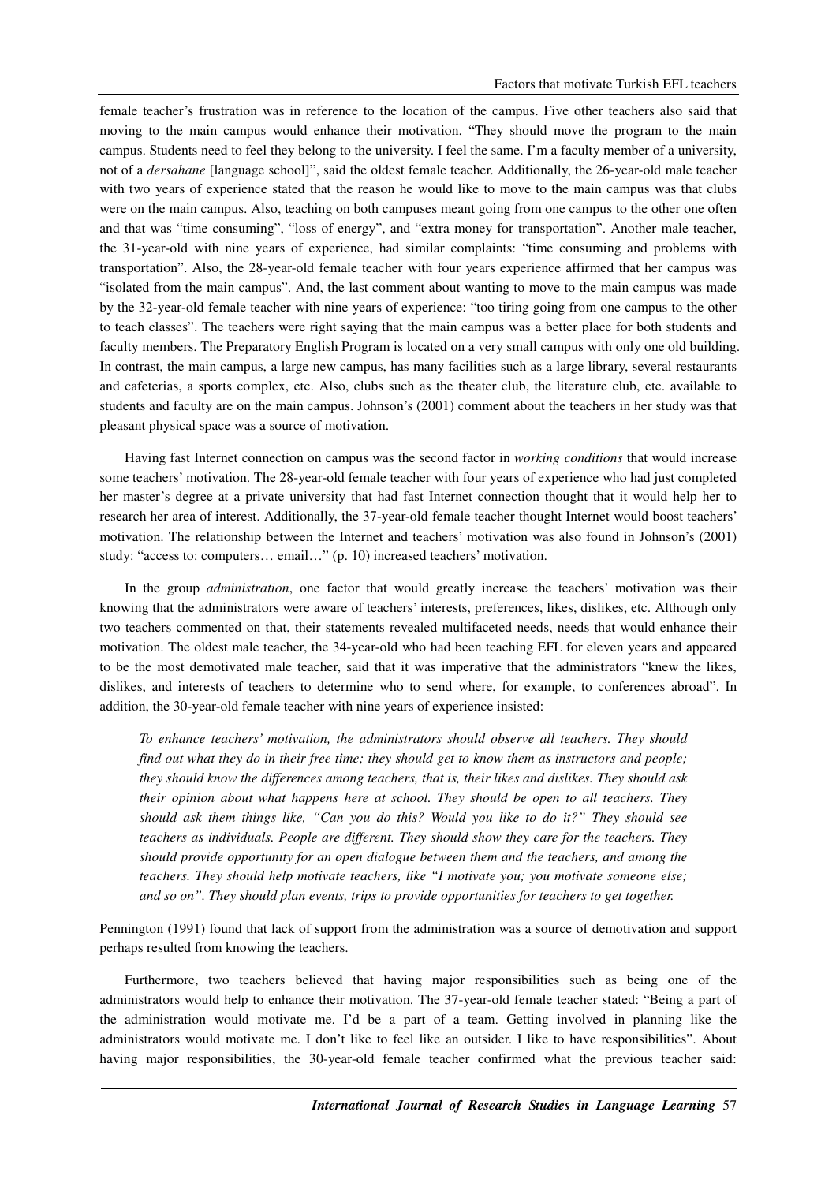female teacher's frustration was in reference to the location of the campus. Five other teachers also said that moving to the main campus would enhance their motivation. "They should move the program to the main campus. Students need to feel they belong to the university. I feel the same. I'm a faculty member of a university, not of a *dersahane* [language school]", said the oldest female teacher. Additionally, the 26-year-old male teacher with two years of experience stated that the reason he would like to move to the main campus was that clubs were on the main campus. Also, teaching on both campuses meant going from one campus to the other one often and that was "time consuming", "loss of energy", and "extra money for transportation". Another male teacher, the 31-year-old with nine years of experience, had similar complaints: "time consuming and problems with transportation". Also, the 28-year-old female teacher with four years experience affirmed that her campus was "isolated from the main campus". And, the last comment about wanting to move to the main campus was made by the 32-year-old female teacher with nine years of experience: "too tiring going from one campus to the other to teach classes". The teachers were right saying that the main campus was a better place for both students and faculty members. The Preparatory English Program is located on a very small campus with only one old building. In contrast, the main campus, a large new campus, has many facilities such as a large library, several restaurants and cafeterias, a sports complex, etc. Also, clubs such as the theater club, the literature club, etc. available to students and faculty are on the main campus. Johnson's (2001) comment about the teachers in her study was that pleasant physical space was a source of motivation.

Having fast Internet connection on campus was the second factor in *working conditions* that would increase some teachers' motivation. The 28-year-old female teacher with four years of experience who had just completed her master's degree at a private university that had fast Internet connection thought that it would help her to research her area of interest. Additionally, the 37-year-old female teacher thought Internet would boost teachers' motivation. The relationship between the Internet and teachers' motivation was also found in Johnson's (2001) study: "access to: computers… email…" (p. 10) increased teachers' motivation.

In the group *administration*, one factor that would greatly increase the teachers' motivation was their knowing that the administrators were aware of teachers' interests, preferences, likes, dislikes, etc. Although only two teachers commented on that, their statements revealed multifaceted needs, needs that would enhance their motivation. The oldest male teacher, the 34-year-old who had been teaching EFL for eleven years and appeared to be the most demotivated male teacher, said that it was imperative that the administrators "knew the likes, dislikes, and interests of teachers to determine who to send where, for example, to conferences abroad". In addition, the 30-year-old female teacher with nine years of experience insisted:

> *To enhance teachers' motivation, the administrators should observe all teachers. They should find out what they do in their free time; they should get to know them as instructors and people; they should know the differences among teachers, that is, their likes and dislikes. They should ask their opinion about what happens here at school. They should be open to all teachers. They should ask them things like, "Can you do this? Would you like to do it?" They should see teachers as individuals. People are different. They should show they care for the teachers. They should provide opportunity for an open dialogue between them and the teachers, and among the teachers. They should help motivate teachers, like "I motivate you; you motivate someone else; and so on". They should plan events, trips to provide opportunities for teachers to get together.*

Pennington (1991) found that lack of support from the administration was a source of demotivation and support perhaps resulted from knowing the teachers.

Furthermore, two teachers believed that having major responsibilities such as being one of the administrators would help to enhance their motivation. The 37-year-old female teacher stated: "Being a part of the administration would motivate me. I'd be a part of a team. Getting involved in planning like the administrators would motivate me. I don't like to feel like an outsider. I like to have responsibilities". About having major responsibilities, the 30-year-old female teacher confirmed what the previous teacher said: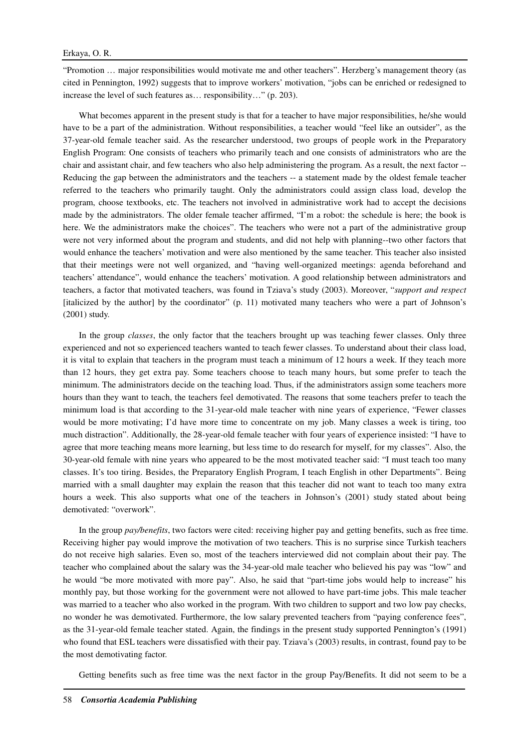"Promotion … major responsibilities would motivate me and other teachers". Herzberg's management theory (as cited in Pennington, 1992) suggests that to improve workers' motivation, "jobs can be enriched or redesigned to increase the level of such features as… responsibility…" (p. 203).

What becomes apparent in the present study is that for a teacher to have major responsibilities, he/she would have to be a part of the administration. Without responsibilities, a teacher would "feel like an outsider", as the 37-year-old female teacher said. As the researcher understood, two groups of people work in the Preparatory English Program: One consists of teachers who primarily teach and one consists of administrators who are the chair and assistant chair, and few teachers who also help administering the program. As a result, the next factor -- Reducing the gap between the administrators and the teachers -- a statement made by the oldest female teacher referred to the teachers who primarily taught. Only the administrators could assign class load, develop the program, choose textbooks, etc. The teachers not involved in administrative work had to accept the decisions made by the administrators. The older female teacher affirmed, "I'm a robot: the schedule is here; the book is here. We the administrators make the choices". The teachers who were not a part of the administrative group were not very informed about the program and students, and did not help with planning--two other factors that would enhance the teachers' motivation and were also mentioned by the same teacher. This teacher also insisted that their meetings were not well organized, and "having well-organized meetings: agenda beforehand and teachers' attendance", would enhance the teachers' motivation. A good relationship between administrators and teachers, a factor that motivated teachers, was found in Tziava's study (2003). Moreover, "*support and respect* [italicized by the author] by the coordinator" (p. 11) motivated many teachers who were a part of Johnson's (2001) study.

In the group *classes*, the only factor that the teachers brought up was teaching fewer classes. Only three experienced and not so experienced teachers wanted to teach fewer classes. To understand about their class load, it is vital to explain that teachers in the program must teach a minimum of 12 hours a week. If they teach more than 12 hours, they get extra pay. Some teachers choose to teach many hours, but some prefer to teach the minimum. The administrators decide on the teaching load. Thus, if the administrators assign some teachers more hours than they want to teach, the teachers feel demotivated. The reasons that some teachers prefer to teach the minimum load is that according to the 31-year-old male teacher with nine years of experience, "Fewer classes would be more motivating; I'd have more time to concentrate on my job. Many classes a week is tiring, too much distraction". Additionally, the 28-year-old female teacher with four years of experience insisted: "I have to agree that more teaching means more learning, but less time to do research for myself, for my classes". Also, the 30-year-old female with nine years who appeared to be the most motivated teacher said: "I must teach too many classes. It's too tiring. Besides, the Preparatory English Program, I teach English in other Departments". Being married with a small daughter may explain the reason that this teacher did not want to teach too many extra hours a week. This also supports what one of the teachers in Johnson's (2001) study stated about being demotivated: "overwork".

In the group *pay/benefits*, two factors were cited: receiving higher pay and getting benefits, such as free time. Receiving higher pay would improve the motivation of two teachers. This is no surprise since Turkish teachers do not receive high salaries. Even so, most of the teachers interviewed did not complain about their pay. The teacher who complained about the salary was the 34-year-old male teacher who believed his pay was "low" and he would "be more motivated with more pay". Also, he said that "part-time jobs would help to increase" his monthly pay, but those working for the government were not allowed to have part-time jobs. This male teacher was married to a teacher who also worked in the program. With two children to support and two low pay checks, no wonder he was demotivated. Furthermore, the low salary prevented teachers from "paying conference fees", as the 31-year-old female teacher stated. Again, the findings in the present study supported Pennington's (1991) who found that ESL teachers were dissatisfied with their pay. Tziava's (2003) results, in contrast, found pay to be the most demotivating factor.

Getting benefits such as free time was the next factor in the group Pay/Benefits. It did not seem to be a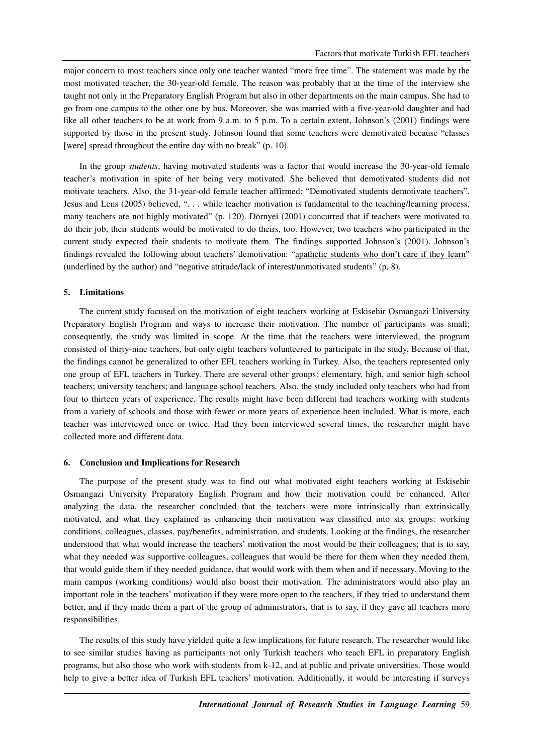major concern to most teachers since only one teacher wanted "more free time". The statement was made by the most motivated teacher, the 30-year-old female. The reason was probably that at the time of the interview she taught not only in the Preparatory English Program but also in other departments on the main campus. She had to go from one campus to the other one by bus. Moreover, she was married with a five-year-old daughter and had like all other teachers to be at work from 9 a.m. to 5 p.m. To a certain extent, Johnson's (2001) findings were supported by those in the present study. Johnson found that some teachers were demotivated because "classes [were] spread throughout the entire day with no break" (p. 10).

In the group *students*, having motivated students was a factor that would increase the 30-year-old female teacher's motivation in spite of her being very motivated. She believed that demotivated students did not motivate teachers. Also, the 31-year-old female teacher affirmed: "Demotivated students demotivate teachers". Jesus and Lens (2005) believed, ". . . while teacher motivation is fundamental to the teaching/learning process, many teachers are not highly motivated" (p. 120). Dörnyei (2001) concurred that if teachers were motivated to do their job, their students would be motivated to do theirs, too. However, two teachers who participated in the current study expected their students to motivate them. The findings supported Johnson's (2001). Johnson's findings revealed the following about teachers' demotivation: "<u>apathetic students who don't care if they learn</u>" (underlined by the author) and "negative attitude/lack of interest/unmotivated students" (p. 8).

## 5. Limitations

The current study focused on the motivation of eight teachers working at Eskisehir Osmangazi University Preparatory English Program and ways to increase their motivation. The number of participants was small; consequently, the study was limited in scope. At the time that the teachers were interviewed, the program consisted of thirty-nine teachers, but only eight teachers volunteered to participate in the study. Because of that, the findings cannot be generalized to other EFL teachers working in Turkey. Also, the teachers represented only one group of EFL teachers in Turkey. There are several other groups: elementary, high, and senior high school teachers; university teachers; and language school teachers. Also, the study included only teachers who had from four to thirteen years of experience. The results might have been different had teachers working with students from a variety of schools and those with fewer or more years of experience been included. What is more, each teacher was interviewed once or twice. Had they been interviewed several times, the researcher might have collected more and different data.

## 6. Conclusion and Implications for Research

The purpose of the present study was to find out what motivated eight teachers working at Eskisehir Osmangazi University Preparatory English Program and how their motivation could be enhanced. After analyzing the data, the researcher concluded that the teachers were more intrinsically than extrinsically motivated, and what they explained as enhancing their motivation was classified into six groups: working conditions, colleagues, classes, pay/benefits, administration, and students. Looking at the findings, the researcher understood that what would increase the teachers' motivation the most would be their colleagues; that is to say, what they needed was supportive colleagues, colleagues that would be there for them when they needed them, that would guide them if they needed guidance, that would work with them when and if necessary. Moving to the main campus (working conditions) would also boost their motivation. The administrators would also play an important role in the teachers' motivation if they were more open to the teachers, if they tried to understand them better, and if they made them a part of the group of administrators, that is to say, if they gave all teachers more responsibilities.

The results of this study have yielded quite a few implications for future research. The researcher would like to see similar studies having as participants not only Turkish teachers who teach EFL in preparatory English programs, but also those who work with students from k-12, and at public and private universities. Those would help to give a better idea of Turkish EFL teachers' motivation. Additionally, it would be interesting if surveys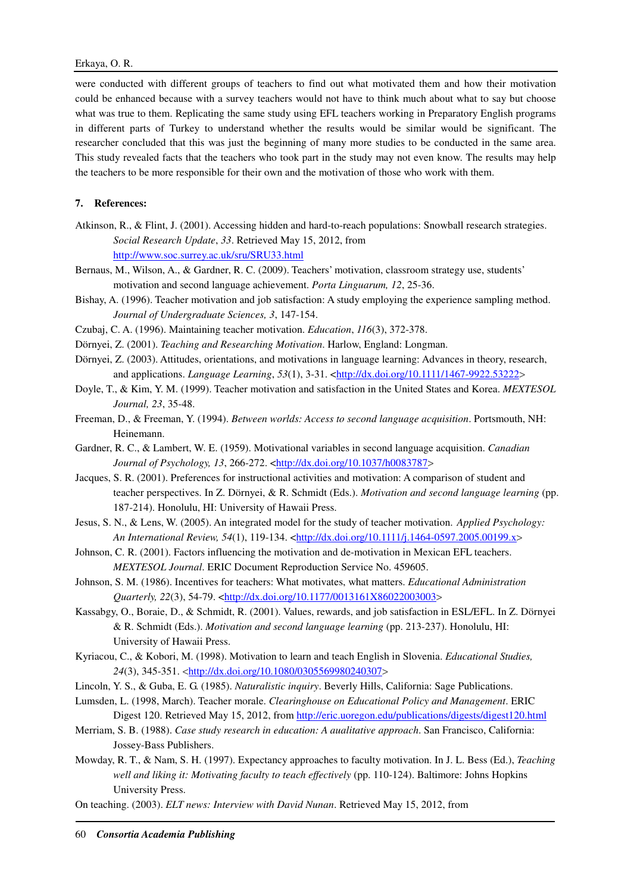were conducted with different groups of teachers to find out what motivated them and how their motivation could be enhanced because with a survey teachers would not have to think much about what to say but choose what was true to them. Replicating the same study using EFL teachers working in Preparatory English programs in different parts of Turkey to understand whether the results would be similar would be significant. The researcher concluded that this was just the beginning of many more studies to be conducted in the same area. This study revealed facts that the teachers who took part in the study may not even know. The results may help the teachers to be more responsible for their own and the motivation of those who work with them.

## 7. References:

Atkinson, R., & Flint, J. (2001). Accessing hidden and hard-to-reach populations: Snowball research strategies. *Social Research Update*, *33*. Retrieved May 15, 2012, from http://www.soc.surrey.ac.uk/sru/SRU33.html

Bernaus, M., Wilson, A., & Gardner, R. C. (2009). Teachers' motivation, classroom strategy use, students' motivation and second language achievement. *Porta Linguarum, 12*, 25-36.

Bishay, A. (1996). Teacher motivation and job satisfaction: A study employing the experience sampling method. *Journal of Undergraduate Sciences, 3*, 147-154.

Czubaj, C. A. (1996). Maintaining teacher motivation. *Education*, *116*(3), 372-378.

Dörnyei, Z. (2001). *Teaching and Researching Motivation*. Harlow, England: Longman.

Dörnyei, Z. (2003). Attitudes, orientations, and motivations in language learning: Advances in theory, research, and applications. *Language Learning*, *53*(1), 3-31. <http://dx.doi.org/10.1111/1467-9922.53222>

Doyle, T., & Kim, Y. M. (1999). Teacher motivation and satisfaction in the United States and Korea. *MEXTESOL Journal, 23*, 35-48.

Freeman, D., & Freeman, Y. (1994). *Between worlds: Access to second language acquisition*. Portsmouth, NH: Heinemann.

Gardner, R. C., & Lambert, W. E. (1959). Motivational variables in second language acquisition. *Canadian Journal of Psychology, 13*, 266-272. <http://dx.doi.org/10.1037/h0083787>

Jacques, S. R. (2001). Preferences for instructional activities and motivation: A comparison of student and teacher perspectives. In Z. Dörnyei, & R. Schmidt (Eds.). *Motivation and second language learning* (pp. 187-214). Honolulu, HI: University of Hawaii Press.

Jesus, S. N., & Lens, W. (2005). An integrated model for the study of teacher motivation. *Applied Psychology: An International Review, 54*(1), 119-134. <http://dx.doi.org/10.1111/j.1464-0597.2005.00199.x>

Johnson, C. R. (2001). Factors influencing the motivation and de-motivation in Mexican EFL teachers. *MEXTESOL Journal*. ERIC Document Reproduction Service No. 459605.

Johnson, S. M. (1986). Incentives for teachers: What motivates, what matters. *Educational Administration Quarterly, 22*(3), 54-79. <http://dx.doi.org/10.1177/0013161X86022003003>

Kassabgy, O., Boraie, D., & Schmidt, R. (2001). Values, rewards, and job satisfaction in ESL/EFL. In Z. Dörnyei & R. Schmidt (Eds.). *Motivation and second language learning* (pp. 213-237). Honolulu, HI: University of Hawaii Press.

Kyriacou, C., & Kobori, M. (1998). Motivation to learn and teach English in Slovenia. *Educational Studies, 24*(3), 345-351. <http://dx.doi.org/10.1080/0305569980240307>

Lincoln, Y. S., & Guba, E. G. (1985). *Naturalistic inquiry*. Beverly Hills, California: Sage Publications.

Lumsden, L. (1998, March). Teacher morale. *Clearinghouse on Educational Policy and Management*. ERIC Digest 120. Retrieved May 15, 2012, from http://eric.uoregon.edu/publications/digests/digest120.html

Merriam, S. B. (1988). *Case study research in education: A aualitative approach.* San Francisco, California: Jossey-Bass Publishers.

Mowday, R. T., & Nam, S. H. (1997). Expectancy approaches to faculty motivation. In J. L. Bess (Ed.), *Teaching well and liking it: Motivating faculty to teach effectively* (pp. 110-124). Baltimore: Johns Hopkins University Press.

On teaching. (2003). *ELT news: Interview with David Nunan*. Retrieved May 15, 2012, from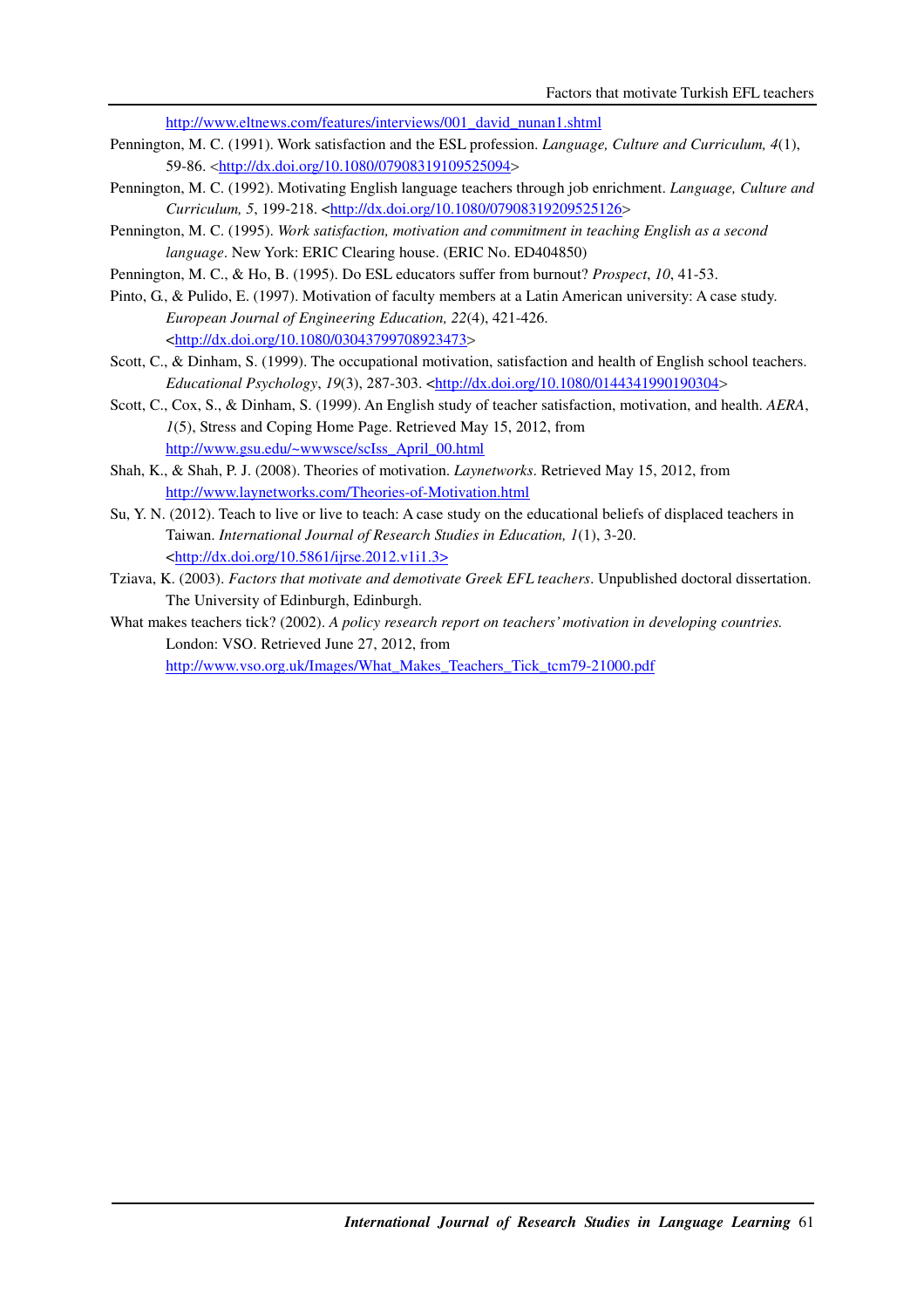http://www.eltnews.com/features/interviews/001_david_nunan1.shtml

Pennington, M. C. (1991). Work satisfaction and the ESL profession. *Language, Culture and Curriculum, 4*(1), 59-86. <http://dx.doi.org/10.1080/07908319109525094>

Pennington, M. C. (1992). Motivating English language teachers through job enrichment. *Language, Culture and Curriculum, 5*, 199-218. <http://dx.doi.org/10.1080/07908319209525126>

Pennington, M. C. (1995). *Work satisfaction, motivation and commitment in teaching English as a second language*. New York: ERIC Clearing house. (ERIC No. ED404850)

Pennington, M. C., & Ho, B. (1995). Do ESL educators suffer from burnout? *Prospect*, *10*, 41-53.

Pinto, G., & Pulido, E. (1997). Motivation of faculty members at a Latin American university: A case study. *European Journal of Engineering Education, 22*(4), 421-426. <http://dx.doi.org/10.1080/03043799708923473>

Scott, C., & Dinham, S. (1999). The occupational motivation, satisfaction and health of English school teachers. *Educational Psychology*, *19*(3), 287-303. <http://dx.doi.org/10.1080/0144341990190304>

Scott, C., Cox, S., & Dinham, S. (1999). An English study of teacher satisfaction, motivation, and health. *AERA*, *1*(5), Stress and Coping Home Page. Retrieved May 15, 2012, from http://www.gsu.edu/~wwwsce/scIss_April_00.html

Shah, K., & Shah, P. J. (2008). Theories of motivation. *Laynetworks*. Retrieved May 15, 2012, from http://www.laynetworks.com/Theories-of-Motivation.html

Su, Y. N. (2012). Teach to live or live to teach: A case study on the educational beliefs of displaced teachers in Taiwan. *International Journal of Research Studies in Education, 1*(1), 3-20. <http://dx.doi.org/10.5861/ijrse.2012.v1i1.3>

Tziava, K. (2003). *Factors that motivate and demotivate Greek EFL teachers*. Unpublished doctoral dissertation. The University of Edinburgh, Edinburgh.

What makes teachers tick? (2002). *A policy research report on teachers' motivation in developing countries.* London: VSO. Retrieved June 27, 2012, from http://www.vso.org.uk/Images/What_Makes_Teachers_Tick_tcm79-21000.pdf